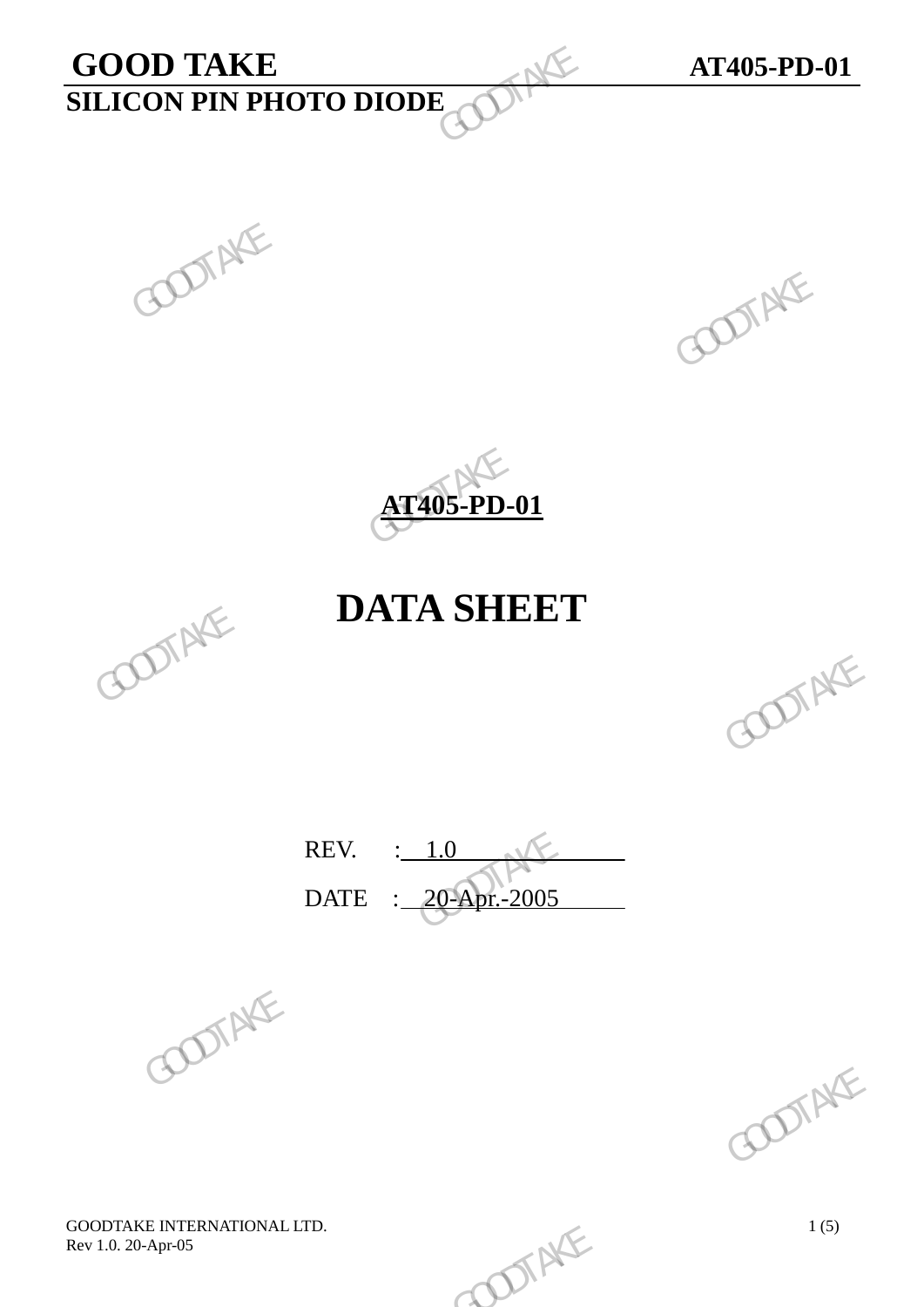**GOOD TAKE** **AT405-PD-01**

**SILICON PIN PHOTO DIODE**

# AT405-PD-01

# DATA SHEET

REV. : 1.0

DATE : 20-Apr.-2005

GOODTAKE INTERNATIONAL LTD.
Rev 1.0. 20-Apr-05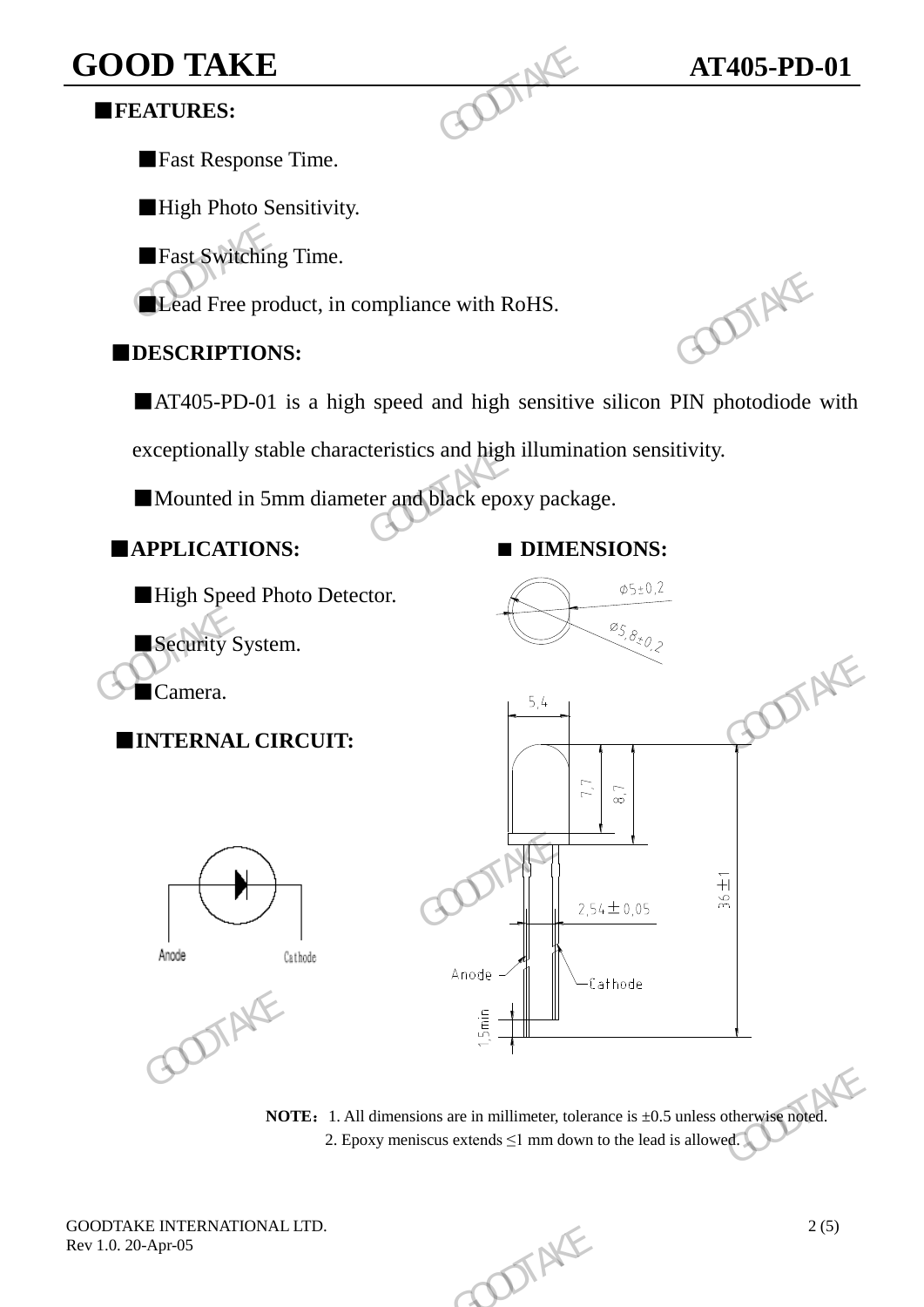## ■FEATURES:

■Fast Response Time.

■High Photo Sensitivity.

■Fast Switching Time.

■Lead Free product, in compliance with RoHS.

## ■DESCRIPTIONS:

■AT405-PD-01 is a high speed and high sensitive silicon PIN photodiode with exceptionally stable characteristics and high illumination sensitivity.

■Mounted in 5mm diameter and black epoxy package.

## ■APPLICATIONS:

■High Speed Photo Detector.

■Security System.

■Camera.

## ■INTERNAL CIRCUIT:

Anode Cathode

## ■ DIMENSIONS:

Φ5±0,2

Ø5,8±0,2

5,4

7,7

8,7

2,54±0,05

36±1

Anode

Cathode

1,5min

**NOTE:** 1. All dimensions are in millimeter, tolerance is ±0.5 unless otherwise noted.
2. Epoxy meniscus extends ≤1 mm down to the lead is allowed.

GOODTAKE INTERNATIONAL LTD.
Rev 1.0. 20-Apr-05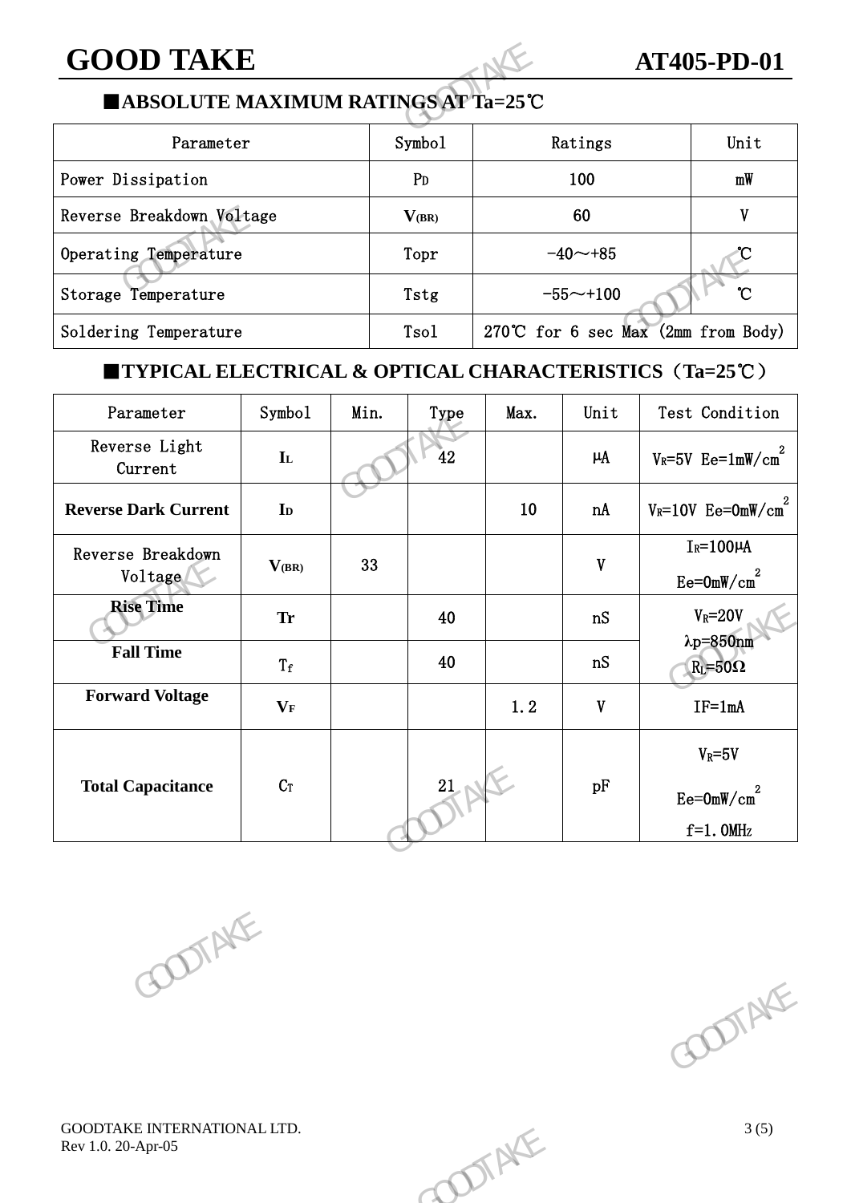## ■ABSOLUTE MAXIMUM RATINGS AT Ta=25℃

| Parameter | Symbol | Ratings | Unit |
|---|---|---|---|
| Power Dissipation | $P_D$ | 100 | mW |
| Reverse Breakdown Voltage | $V_{(BR)}$ | 60 | V |
| Operating Temperature | Topr | -40～+85 | ℃ |
| Storage Temperature | Tstg | -55～+100 | ℃ |
| Soldering Temperature | Tsol | 270℃ for 6 sec Max (2mm from Body) | |

## ■TYPICAL ELECTRICAL & OPTICAL CHARACTERISTICS（Ta=25℃）

| Parameter | Symbol | Min. | Type | Max. | Unit | Test Condition |
|---|---|---|---|---|---|---|
| Reverse Light Current | $I_L$ | | 42 | | μA | $V_R$=5V Ee=1mW/cm$^2$ |
| **Reverse Dark Current** | $I_D$ | | | 10 | nA | $V_R$=10V Ee=0mW/cm$^2$ |
| Reverse Breakdown Voltage | $V_{(BR)}$ | 33 | | | V | $I_R$=100μA Ee=0mW/cm$^2$ |
| **Rise Time** | Tr | | 40 | | nS | $V_R$=20V λp=850nm $R_L$=50Ω |
| **Fall Time** | $T_f$ | | 40 | | nS | |
| **Forward Voltage** | $V_F$ | | | 1.2 | V | IF=1mA |
| **Total Capacitance** | $C_T$ | | 21 | | pF | $V_R$=5V Ee=0mW/cm$^2$ f=1.0MHz |

GOODTAKE INTERNATIONAL LTD.
Rev 1.0. 20-Apr-05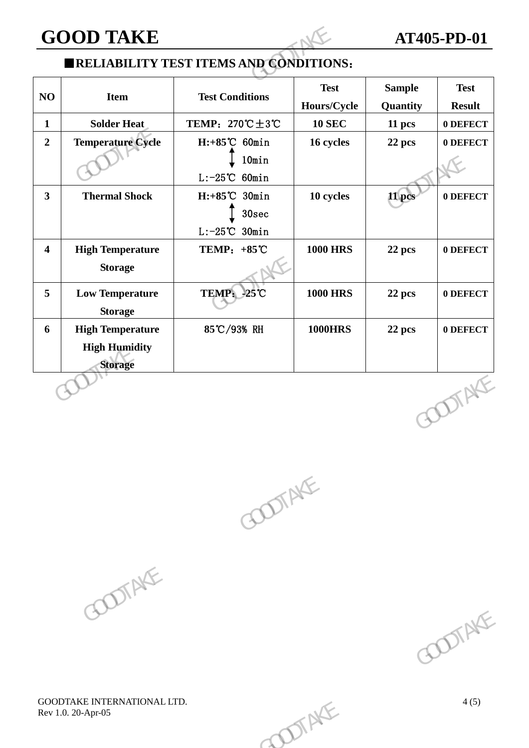## ■RELIABILITY TEST ITEMS AND CONDITIONS：

| NO | Item | Test Conditions | Test Hours/Cycle | Sample Quantity | Test Result |
|---|---|---|---|---|---|
| 1 | Solder Heat | TEMP：270℃±3℃ | 10 SEC | 11 pcs | 0 DEFECT |
| 2 | Temperature Cycle | H:+85℃ 60min ↕ 10min L:-25℃ 60min | 16 cycles | 22 pcs | 0 DEFECT |
| 3 | Thermal Shock | H:+85℃ 30min ↕ 30sec L:-25℃ 30min | 10 cycles | 11 pcs | 0 DEFECT |
| 4 | High Temperature Storage | TEMP：+85℃ | 1000 HRS | 22 pcs | 0 DEFECT |
| 5 | Low Temperature Storage | TEMP：-25℃ | 1000 HRS | 22 pcs | 0 DEFECT |
| 6 | High Temperature High Humidity Storage | 85℃/93% RH | 1000HRS | 22 pcs | 0 DEFECT |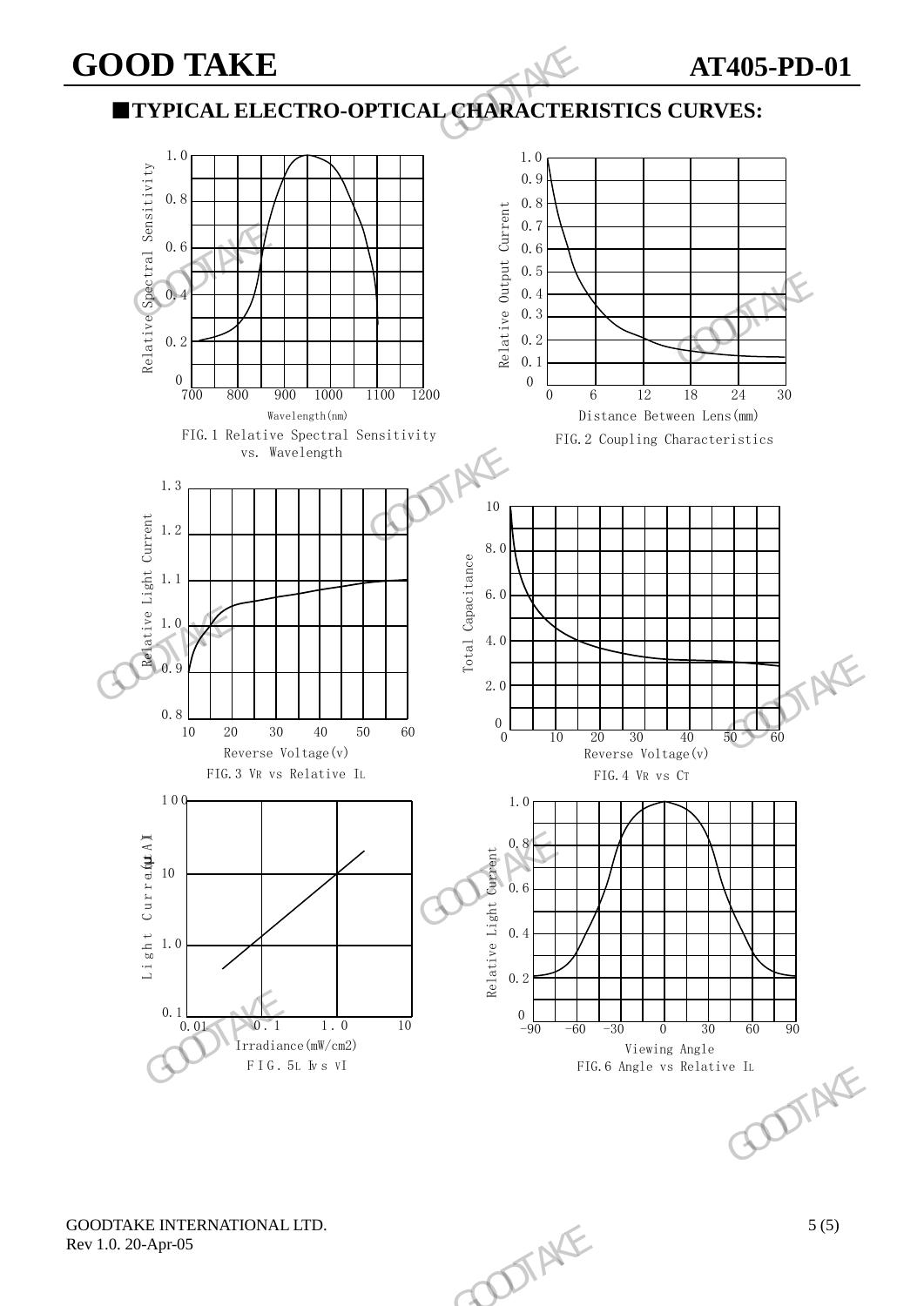## ■TYPICAL ELECTRO-OPTICAL CHARACTERISTICS CURVES:

Relative Spectral Sensitivity

1.0
0.8
0.6
0.4
0.2
0

700 800 900 1000 1100 1200

Wavelength(nm)

FIG.1 Relative Spectral Sensitivity vs. Wavelength

Relative Output Current

1.0
0.9
0.8
0.7
0.6
0.5
0.4
0.3
0.2
0.1
0

0 6 12 18 24 30

Distance Between Lens(mm)

FIG.2 Coupling Characteristics

Relative Light Current

1.3
1.2
1.1
1.0
0.9
0.8

10 20 30 40 50 60

Reverse Voltage(v)

FIG.3 VR vs Relative IL

Total Capacitance

10
8.0
6.0
4.0
2.0
0

0 10 20 30 40 50 60

Reverse Voltage(v)

FIG.4 VR vs CT

Light Current(μA)

100
10
1.0
0.1

0.01 0.1 1.0 10

Irradiance(mW/cm2)

FIG.5 IL vs VI

Relative Light Current

1.0
0.8
0.6
0.4
0.2
0

−90 −60 −30 0 30 60 90

Viewing Angle

FIG.6 Angle vs Relative IL

GOODTAKE INTERNATIONAL LTD.
Rev 1.0. 20-Apr-05